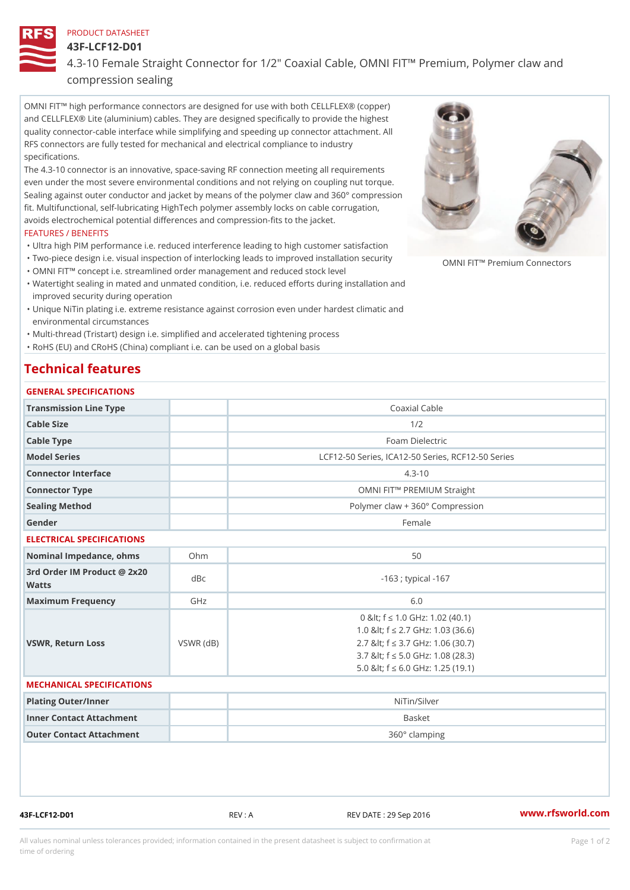PRODUCT DATASHEET

# 43F-LCF12-D01

## 4.3-10 Female Straight Connector for 1/2" Coaxial Cable, OMNI FIT™ Premium, Polymer claw and compression sealing

OMNI FIT™ high performance connectors are designed for use with both CELLFLEX® (copper) and CELLFLEX® Lite (aluminium) cables. They are designed specifically to provide the highest quality connector-cable interface while simplifying and speeding up connector attachment. All RFS connectors are fully tested for mechanical and electrical compliance to industry specifications.

The 4.3-10 connector is an innovative, space-saving RF connection meeting all requirements even under the most severe environmental conditions and not relying on coupling nut torque. Sealing against outer conductor and jacket by means of the polymer claw and 360° compression fit. Multifunctional, self-lubricating HighTech polymer assembly locks on cable corrugation, avoids electrochemical potential differences and compression-fits to the jacket.

OMNI FIT™ Premium Connectors

FEATURES / BENEFITS

- Ultra high PIM performance i.e. reduced interference leading to high customer satisfaction
- Two-piece design i.e. visual inspection of interlocking leads to improved installation security
- OMNI FIT™ concept i.e. streamlined order management and reduced stock level
- Watertight sealing in mated and unmated condition, i.e. reduced efforts during installation and improved security during operation
- Unique NiTin plating i.e. extreme resistance against corrosion even under hardest climatic and environmental circumstances
- Multi-thread (Tristart) design i.e. simplified and accelerated tightening process
- RoHS (EU) and CRoHS (China) compliant i.e. can be used on a global basis

## Technical features

### GENERAL SPECIFICATIONS

| | | |
|---|---|---|
| Transmission Line Type | | Coaxial Cable |
| Cable Size | | 1/2 |
| Cable Type | | Foam Dielectric |
| Model Series | | LCF12-50 Series, ICA12-50 Series, RCF12-50 Series |
| Connector Interface | | 4.3-10 |
| Connector Type | | OMNI FIT™ PREMIUM Straight |
| Sealing Method | | Polymer claw + 360° Compression |
| Gender | | Female |

### ELECTRICAL SPECIFICATIONS

| | | |
|---|---|---|
| Nominal Impedance, ohms | Ohm | 50 |
| 3rd Order IM Product @ 2x20 Watts | dBc | -163 ; typical -167 |
| Maximum Frequency | GHz | 6.0 |
| VSWR, Return Loss | VSWR (dB) | 0 &lt; f ≤ 1.0 GHz: 1.02 (40.1)<br>1.0 &lt; f ≤ 2.7 GHz: 1.03 (36.6)<br>2.7 &lt; f ≤ 3.7 GHz: 1.06 (30.7)<br>3.7 &lt; f ≤ 5.0 GHz: 1.08 (28.3)<br>5.0 &lt; f ≤ 6.0 GHz: 1.25 (19.1) |

### MECHANICAL SPECIFICATIONS

| | | |
|---|---|---|
| Plating Outer/Inner | | NiTin/Silver |
| Inner Contact Attachment | | Basket |
| Outer Contact Attachment | | 360° clamping |

43F-LCF12-D01 REV : A REV DATE : 29 Sep 2016 www.rfsworld.com

All values nominal unless tolerances provided; information contained in the present datasheet is subject to confirmation at time of ordering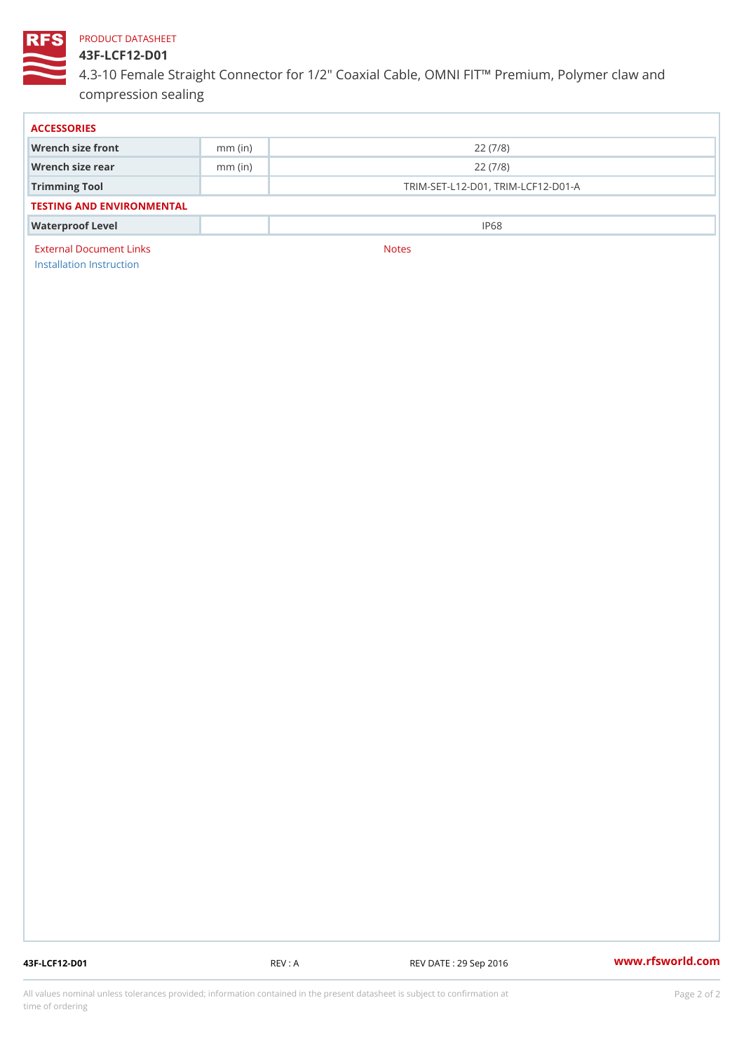PRODUCT DATASHEET

# 43F-LCF12-D01

4.3-10 Female Straight Connector for 1/2" Coaxial Cable, OMNI FIT™ Premium, Polymer claw and compression sealing

## ACCESSORIES

| | | |
|---|---|---|
| Wrench size front | mm (in) | 22 (7/8) |
| Wrench size rear | mm (in) | 22 (7/8) |
| Trimming Tool | | TRIM-SET-L12-D01, TRIM-LCF12-D01-A |

## TESTING AND ENVIRONMENTAL

| | | |
|---|---|---|
| Waterproof Level | | IP68 |

External Document Links

Installation Instruction

Notes

43F-LCF12-D01 REV : A REV DATE : 29 Sep 2016 www.rfsworld.com

All values nominal unless tolerances provided; information contained in the present datasheet is subject to confirmation at time of ordering